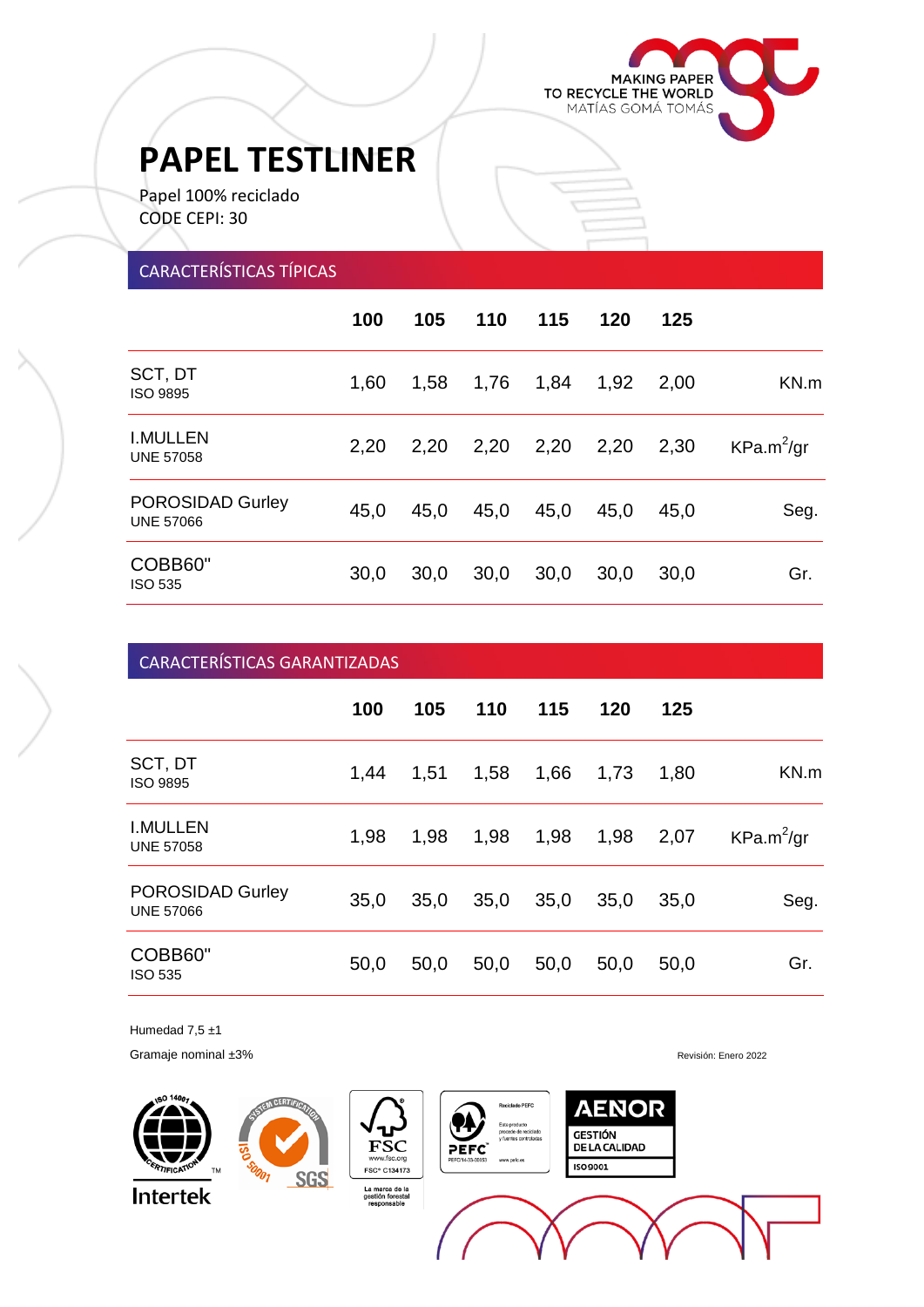MAKING PAPER
TO RECYCLE THE WORLD
MATÍAS GOMÁ TOMÁS

# PAPEL TESTLINER

Papel 100% reciclado
CODE CEPI: 30

## CARACTERÍSTICAS TÍPICAS

| | 100 | 105 | 110 | 115 | 120 | 125 | |
|---|---|---|---|---|---|---|---|
| SCT, DT<br>ISO 9895 | 1,60 | 1,58 | 1,76 | 1,84 | 1,92 | 2,00 | KN.m |
| I.MULLEN<br>UNE 57058 | 2,20 | 2,20 | 2,20 | 2,20 | 2,20 | 2,30 | $KPa.m^2/gr$ |
| POROSIDAD Gurley<br>UNE 57066 | 45,0 | 45,0 | 45,0 | 45,0 | 45,0 | 45,0 | Seg. |
| COBB60"<br>ISO 535 | 30,0 | 30,0 | 30,0 | 30,0 | 30,0 | 30,0 | Gr. |

## CARACTERÍSTICAS GARANTIZADAS

| | 100 | 105 | 110 | 115 | 120 | 125 | |
|---|---|---|---|---|---|---|---|
| SCT, DT<br>ISO 9895 | 1,44 | 1,51 | 1,58 | 1,66 | 1,73 | 1,80 | KN.m |
| I.MULLEN<br>UNE 57058 | 1,98 | 1,98 | 1,98 | 1,98 | 1,98 | 2,07 | $KPa.m^2/gr$ |
| POROSIDAD Gurley<br>UNE 57066 | 35,0 | 35,0 | 35,0 | 35,0 | 35,0 | 35,0 | Seg. |
| COBB60"<br>ISO 535 | 50,0 | 50,0 | 50,0 | 50,0 | 50,0 | 50,0 | Gr. |

Humedad 7,5 ±1

Gramaje nominal ±3%

Revisión: Enero 2022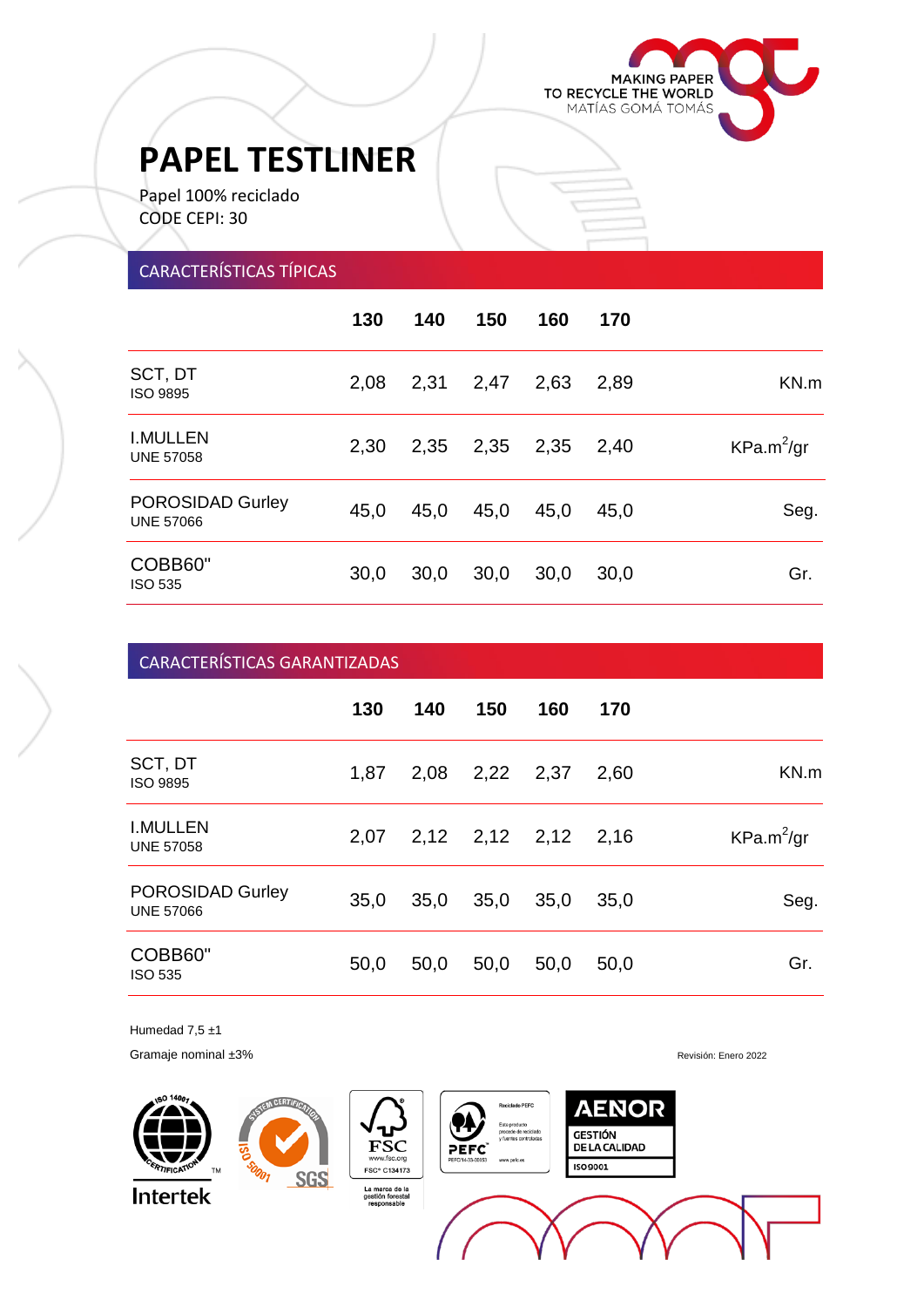MAKING PAPER
TO RECYCLE THE WORLD
MATÍAS GOMÁ TOMÁS

# PAPEL TESTLINER

Papel 100% reciclado
CODE CEPI: 30

## CARACTERÍSTICAS TÍPICAS

| | 130 | 140 | 150 | 160 | 170 | |
|---|---|---|---|---|---|---|
| SCT, DT<br>ISO 9895 | 2,08 | 2,31 | 2,47 | 2,63 | 2,89 | KN.m |
| I.MULLEN<br>UNE 57058 | 2,30 | 2,35 | 2,35 | 2,35 | 2,40 | $KPa.m^2/gr$ |
| POROSIDAD Gurley<br>UNE 57066 | 45,0 | 45,0 | 45,0 | 45,0 | 45,0 | Seg. |
| COBB60"<br>ISO 535 | 30,0 | 30,0 | 30,0 | 30,0 | 30,0 | Gr. |

## CARACTERÍSTICAS GARANTIZADAS

| | 130 | 140 | 150 | 160 | 170 | |
|---|---|---|---|---|---|---|
| SCT, DT<br>ISO 9895 | 1,87 | 2,08 | 2,22 | 2,37 | 2,60 | KN.m |
| I.MULLEN<br>UNE 57058 | 2,07 | 2,12 | 2,12 | 2,12 | 2,16 | $KPa.m^2/gr$ |
| POROSIDAD Gurley<br>UNE 57066 | 35,0 | 35,0 | 35,0 | 35,0 | 35,0 | Seg. |
| COBB60"<br>ISO 535 | 50,0 | 50,0 | 50,0 | 50,0 | 50,0 | Gr. |

Humedad 7,5 ±1

Gramaje nominal ±3%

Revisión: Enero 2022